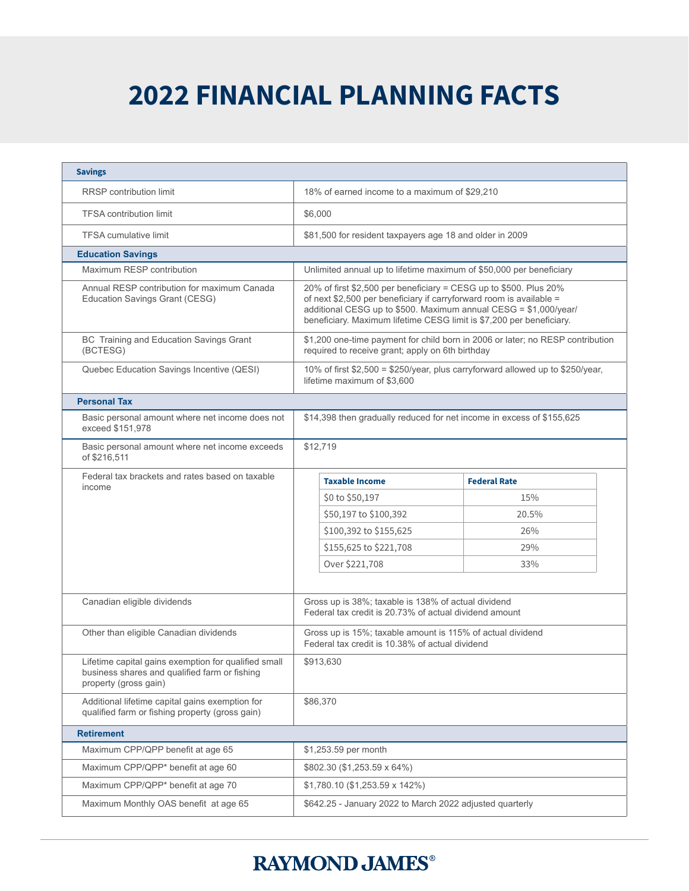# 2022 FINANCIAL PLANNING FACTS

| **Savings** | |
|---|---|
| RRSP contribution limit | 18% of earned income to a maximum of $29,210 |
| TFSA contribution limit | $6,000 |
| TFSA cumulative limit | $81,500 for resident taxpayers age 18 and older in 2009 |
| **Education Savings** | |
| Maximum RESP contribution | Unlimited annual up to lifetime maximum of $50,000 per beneficiary |
| Annual RESP contribution for maximum Canada Education Savings Grant (CESG) | 20% of first $2,500 per beneficiary = CESG up to $500. Plus 20% of next $2,500 per beneficiary if carryforward room is available = additional CESG up to $500. Maximum annual CESG = $1,000/year/ beneficiary. Maximum lifetime CESG limit is $7,200 per beneficiary. |
| BC Training and Education Savings Grant (BCTESG) | $1,200 one-time payment for child born in 2006 or later; no RESP contribution required to receive grant; apply on 6th birthday |
| Quebec Education Savings Incentive (QESI) | 10% of first $2,500 = $250/year, plus carryforward allowed up to $250/year, lifetime maximum of $3,600 |
| **Personal Tax** | |
| Basic personal amount where net income does not exceed $151,978 | $14,398 then gradually reduced for net income in excess of $155,625 |
| Basic personal amount where net income exceeds of $216,511 | $12,719 |
| Federal tax brackets and rates based on taxable income | See table below |
| Canadian eligible dividends | Gross up is 38%; taxable is 138% of actual dividend<br>Federal tax credit is 20.73% of actual dividend amount |
| Other than eligible Canadian dividends | Gross up is 15%; taxable amount is 115% of actual dividend<br>Federal tax credit is 10.38% of actual dividend |
| Lifetime capital gains exemption for qualified small business shares and qualified farm or fishing property (gross gain) | $913,630 |
| Additional lifetime capital gains exemption for qualified farm or fishing property (gross gain) | $86,370 |
| **Retirement** | |
| Maximum CPP/QPP benefit at age 65 | $1,253.59 per month |
| Maximum CPP/QPP* benefit at age 60 | $802.30 ($1,253.59 x 64%) |
| Maximum CPP/QPP* benefit at age 70 | $1,780.10 ($1,253.59 x 142%) |
| Maximum Monthly OAS benefit at age 65 | $642.25 - January 2022 to March 2022 adjusted quarterly |

**Federal tax brackets and rates based on taxable income**

| Taxable Income | Federal Rate |
|---|---|
| $0 to $50,197 | 15% |
| $50,197 to $100,392 | 20.5% |
| $100,392 to $155,625 | 26% |
| $155,625 to $221,708 | 29% |
| Over $221,708 | 33% |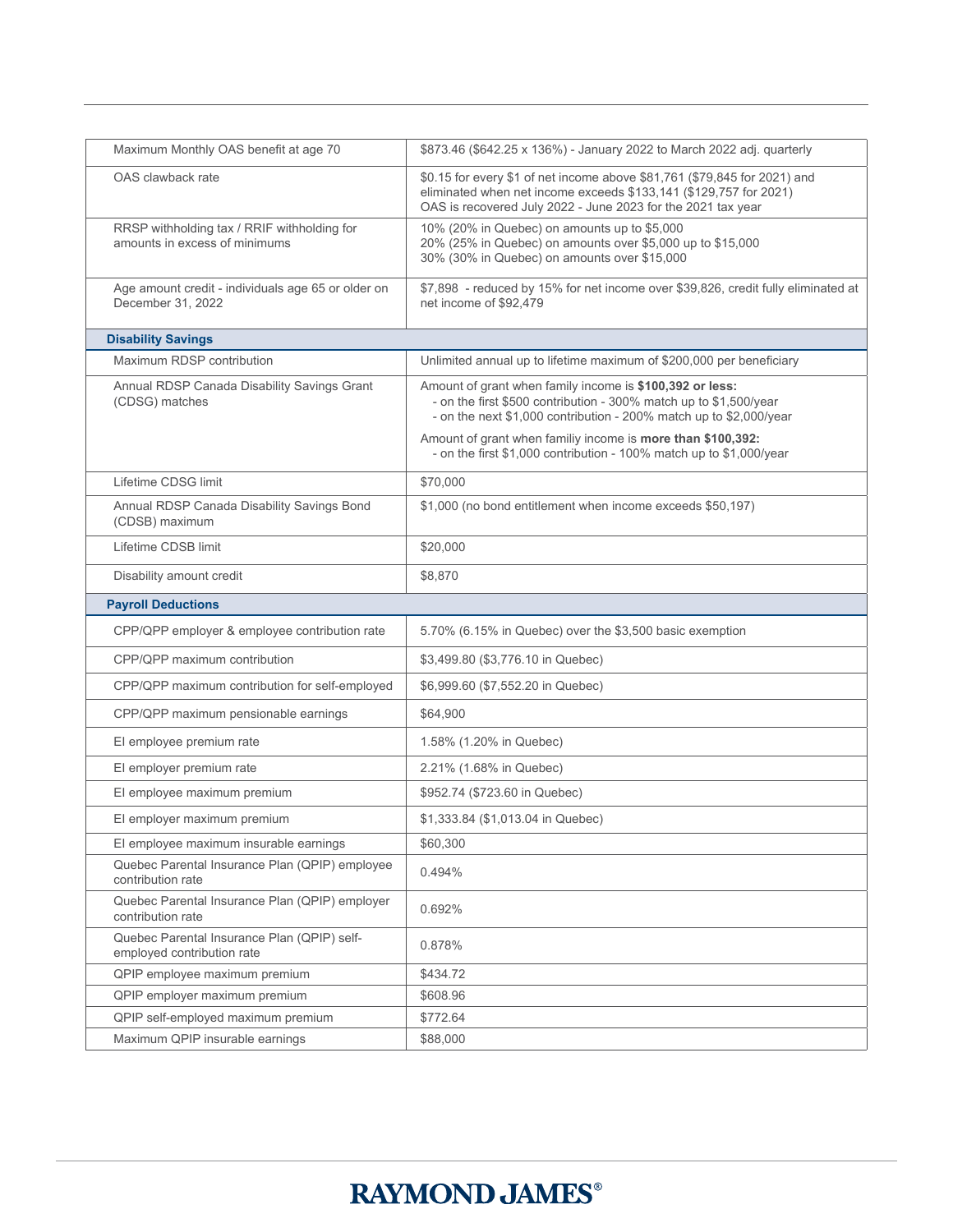| | |
|---|---|
| Maximum Monthly OAS benefit at age 70 | $873.46 ($642.25 x 136%) - January 2022 to March 2022 adj. quarterly |
| OAS clawback rate | $0.15 for every $1 of net income above $81,761 ($79,845 for 2021) and eliminated when net income exceeds $133,141 ($129,757 for 2021)<br>OAS is recovered July 2022 - June 2023 for the 2021 tax year |
| RRSP withholding tax / RRIF withholding for amounts in excess of minimums | 10% (20% in Quebec) on amounts up to $5,000<br>20% (25% in Quebec) on amounts over $5,000 up to $15,000<br>30% (30% in Quebec) on amounts over $15,000 |
| Age amount credit - individuals age 65 or older on December 31, 2022 | $7,898 - reduced by 15% for net income over $39,826, credit fully eliminated at net income of $92,479 |
| **Disability Savings** | |
| Maximum RDSP contribution | Unlimited annual up to lifetime maximum of $200,000 per beneficiary |
| Annual RDSP Canada Disability Savings Grant (CDSG) matches | Amount of grant when family income is **$100,392 or less:**<br>- on the first $500 contribution - 300% match up to $1,500/year<br>- on the next $1,000 contribution - 200% match up to $2,000/year<br>Amount of grant when familiy income is **more than $100,392:**<br>- on the first $1,000 contribution - 100% match up to $1,000/year |
| Lifetime CDSG limit | $70,000 |
| Annual RDSP Canada Disability Savings Bond (CDSB) maximum | $1,000 (no bond entitlement when income exceeds $50,197) |
| Lifetime CDSB limit | $20,000 |
| Disability amount credit | $8,870 |
| **Payroll Deductions** | |
| CPP/QPP employer & employee contribution rate | 5.70% (6.15% in Quebec) over the $3,500 basic exemption |
| CPP/QPP maximum contribution | $3,499.80 ($3,776.10 in Quebec) |
| CPP/QPP maximum contribution for self-employed | $6,999.60 ($7,552.20 in Quebec) |
| CPP/QPP maximum pensionable earnings | $64,900 |
| EI employee premium rate | 1.58% (1.20% in Quebec) |
| EI employer premium rate | 2.21% (1.68% in Quebec) |
| EI employee maximum premium | $952.74 ($723.60 in Quebec) |
| EI employer maximum premium | $1,333.84 ($1,013.04 in Quebec) |
| EI employee maximum insurable earnings | $60,300 |
| Quebec Parental Insurance Plan (QPIP) employee contribution rate | 0.494% |
| Quebec Parental Insurance Plan (QPIP) employer contribution rate | 0.692% |
| Quebec Parental Insurance Plan (QPIP) self-employed contribution rate | 0.878% |
| QPIP employee maximum premium | $434.72 |
| QPIP employer maximum premium | $608.96 |
| QPIP self-employed maximum premium | $772.64 |
| Maximum QPIP insurable earnings | $88,000 |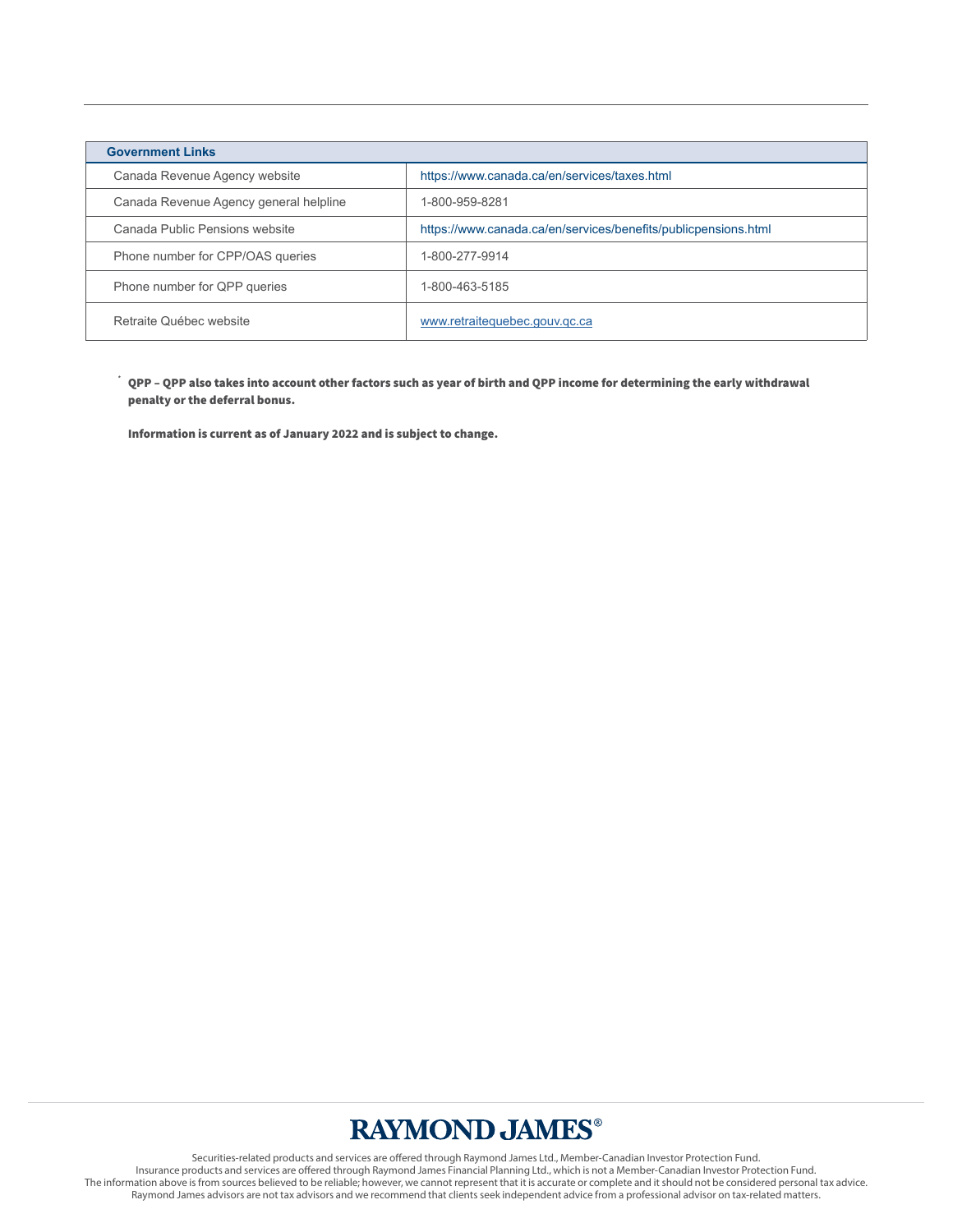| Government Links | |
|---|---|
| Canada Revenue Agency website | https://www.canada.ca/en/services/taxes.html |
| Canada Revenue Agency general helpline | 1-800-959-8281 |
| Canada Public Pensions website | https://www.canada.ca/en/services/benefits/publicpensions.html |
| Phone number for CPP/OAS queries | 1-800-277-9914 |
| Phone number for QPP queries | 1-800-463-5185 |
| Retraite Québec website | www.retraitequebec.gouv.qc.ca |

* **QPP – QPP also takes into account other factors such as year of birth and QPP income for determining the early withdrawal penalty or the deferral bonus.**

**Information is current as of January 2022 and is subject to change.**

RAYMOND JAMES®

Securities-related products and services are offered through Raymond James Ltd., Member-Canadian Investor Protection Fund.
Insurance products and services are offered through Raymond James Financial Planning Ltd., which is not a Member-Canadian Investor Protection Fund.
The information above is from sources believed to be reliable; however, we cannot represent that it is accurate or complete and it should not be considered personal tax advice.
Raymond James advisors are not tax advisors and we recommend that clients seek independent advice from a professional advisor on tax-related matters.